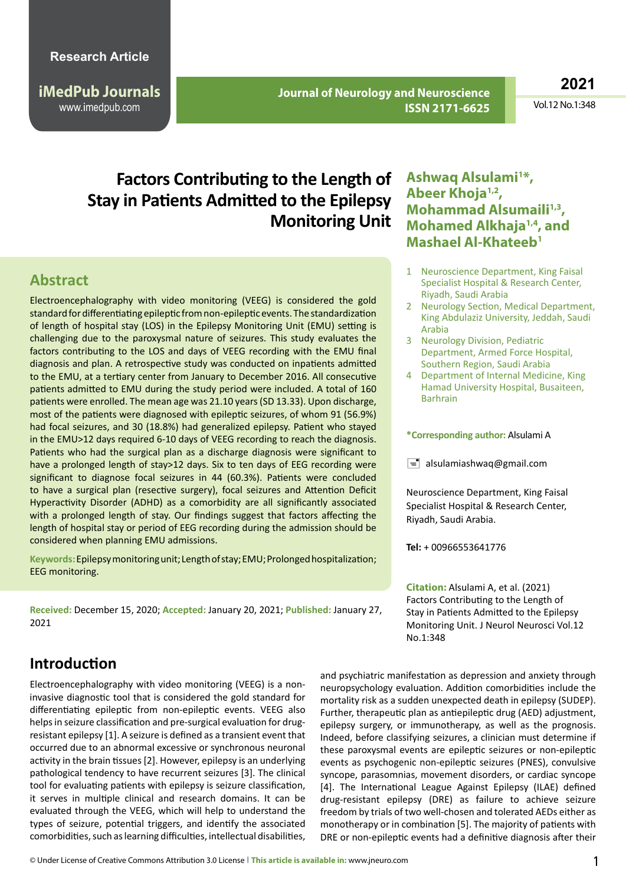Research Article

# Factors Contributing to the Length of Stay in Patients Admitted to the Epilepsy Monitoring Unit

**Ashwaq Alsulami[1]*, Abeer Khoja[1,2], Mohammad Alsumaili[1,3], Mohamed Alkhaja[1,4], and Mashael Al-Khateeb[1]**

1 Neuroscience Department, King Faisal Specialist Hospital & Research Center, Riyadh, Saudi Arabia

2 Neurology Section, Medical Department, King Abdulaziz University, Jeddah, Saudi Arabia

3 Neurology Division, Pediatric Department, Armed Force Hospital, Southern Region, Saudi Arabia

4 Department of Internal Medicine, King Hamad University Hospital, Busaiteen, Barhrain

**\*Corresponding author:** Alsulami A

alsulamiashwaq@gmail.com

Neuroscience Department, King Faisal Specialist Hospital & Research Center, Riyadh, Saudi Arabia.

**Tel:** + 00966553641776

**Citation:** Alsulami A, et al. (2021) Factors Contributing to the Length of Stay in Patients Admitted to the Epilepsy Monitoring Unit. J Neurol Neurosci Vol.12 No.1:348

## Abstract

Electroencephalography with video monitoring (VEEG) is considered the gold standard for differentiating epileptic from non-epileptic events. The standardization of length of hospital stay (LOS) in the Epilepsy Monitoring Unit (EMU) setting is challenging due to the paroxysmal nature of seizures. This study evaluates the factors contributing to the LOS and days of VEEG recording with the EMU final diagnosis and plan. A retrospective study was conducted on inpatients admitted to the EMU, at a tertiary center from January to December 2016. All consecutive patients admitted to EMU during the study period were included. A total of 160 patients were enrolled. The mean age was 21.10 years (SD 13.33). Upon discharge, most of the patients were diagnosed with epileptic seizures, of whom 91 (56.9%) had focal seizures, and 30 (18.8%) had generalized epilepsy. Patient who stayed in the EMU>12 days required 6-10 days of VEEG recording to reach the diagnosis. Patients who had the surgical plan as a discharge diagnosis were significant to have a prolonged length of stay>12 days. Six to ten days of EEG recording were significant to diagnose focal seizures in 44 (60.3%). Patients were concluded to have a surgical plan (resective surgery), focal seizures and Attention Deficit Hyperactivity Disorder (ADHD) as a comorbidity are all significantly associated with a prolonged length of stay. Our findings suggest that factors affecting the length of hospital stay or period of EEG recording during the admission should be considered when planning EMU admissions.

**Keywords:** Epilepsy monitoring unit; Length of stay; EMU; Prolonged hospitalization; EEG monitoring.

**Received:** December 15, 2020; **Accepted:** January 20, 2021; **Published:** January 27, 2021

## Introduction

Electroencephalography with video monitoring (VEEG) is a non-invasive diagnostic tool that is considered the gold standard for differentiating epileptic from non-epileptic events. VEEG also helps in seizure classification and pre-surgical evaluation for drug-resistant epilepsy [1]. A seizure is defined as a transient event that occurred due to an abnormal excessive or synchronous neuronal activity in the brain tissues [2]. However, epilepsy is an underlying pathological tendency to have recurrent seizures [3]. The clinical tool for evaluating patients with epilepsy is seizure classification, it serves in multiple clinical and research domains. It can be evaluated through the VEEG, which will help to understand the types of seizure, potential triggers, and identify the associated comorbidities, such as learning difficulties, intellectual disabilities, and psychiatric manifestation as depression and anxiety through neuropsychology evaluation. Addition comorbidities include the mortality risk as a sudden unexpected death in epilepsy (SUDEP). Further, therapeutic plan as antiepileptic drug (AED) adjustment, epilepsy surgery, or immunotherapy, as well as the prognosis. Indeed, before classifying seizures, a clinician must determine if these paroxysmal events are epileptic seizures or non-epileptic events as psychogenic non-epileptic seizures (PNES), convulsive syncope, parasomnias, movement disorders, or cardiac syncope [4]. The International League Against Epilepsy (ILAE) defined drug-resistant epilepsy (DRE) as failure to achieve seizure freedom by trials of two well-chosen and tolerated AEDs either as monotherapy or in combination [5]. The majority of patients with DRE or non-epileptic events had a definitive diagnosis after their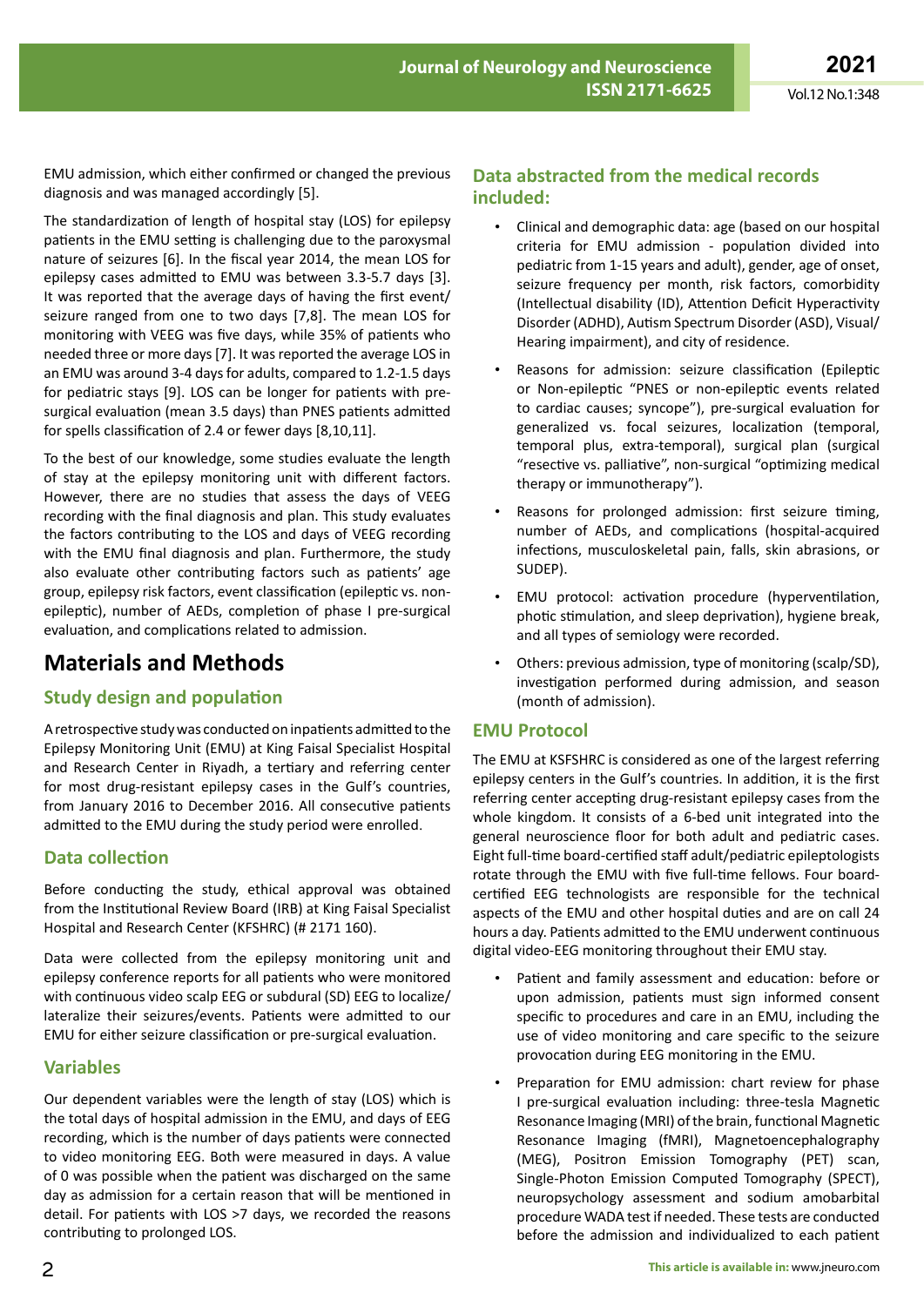EMU admission, which either confirmed or changed the previous diagnosis and was managed accordingly [5].

The standardization of length of hospital stay (LOS) for epilepsy patients in the EMU setting is challenging due to the paroxysmal nature of seizures [6]. In the fiscal year 2014, the mean LOS for epilepsy cases admitted to EMU was between 3.3-5.7 days [3]. It was reported that the average days of having the first event/seizure ranged from one to two days [7,8]. The mean LOS for monitoring with VEEG was five days, while 35% of patients who needed three or more days [7]. It was reported the average LOS in an EMU was around 3-4 days for adults, compared to 1.2-1.5 days for pediatric stays [9]. LOS can be longer for patients with pre-surgical evaluation (mean 3.5 days) than PNES patients admitted for spells classification of 2.4 or fewer days [8,10,11].

To the best of our knowledge, some studies evaluate the length of stay at the epilepsy monitoring unit with different factors. However, there are no studies that assess the days of VEEG recording with the final diagnosis and plan. This study evaluates the factors contributing to the LOS and days of VEEG recording with the EMU final diagnosis and plan. Furthermore, the study also evaluate other contributing factors such as patients' age group, epilepsy risk factors, event classification (epileptic vs. non-epileptic), number of AEDs, completion of phase I pre-surgical evaluation, and complications related to admission.

# Materials and Methods

## Study design and population

A retrospective study was conducted on inpatients admitted to the Epilepsy Monitoring Unit (EMU) at King Faisal Specialist Hospital and Research Center in Riyadh, a tertiary and referring center for most drug-resistant epilepsy cases in the Gulf's countries, from January 2016 to December 2016. All consecutive patients admitted to the EMU during the study period were enrolled.

## Data collection

Before conducting the study, ethical approval was obtained from the Institutional Review Board (IRB) at King Faisal Specialist Hospital and Research Center (KFSHRC) (# 2171 160).

Data were collected from the epilepsy monitoring unit and epilepsy conference reports for all patients who were monitored with continuous video scalp EEG or subdural (SD) EEG to localize/lateralize their seizures/events. Patients were admitted to our EMU for either seizure classification or pre-surgical evaluation.

## Variables

Our dependent variables were the length of stay (LOS) which is the total days of hospital admission in the EMU, and days of EEG recording, which is the number of days patients were connected to video monitoring EEG. Both were measured in days. A value of 0 was possible when the patient was discharged on the same day as admission for a certain reason that will be mentioned in detail. For patients with LOS >7 days, we recorded the reasons contributing to prolonged LOS.

## Data abstracted from the medical records included:

- Clinical and demographic data: age (based on our hospital criteria for EMU admission - population divided into pediatric from 1-15 years and adult), gender, age of onset, seizure frequency per month, risk factors, comorbidity (Intellectual disability (ID), Attention Deficit Hyperactivity Disorder (ADHD), Autism Spectrum Disorder (ASD), Visual/Hearing impairment), and city of residence.
- Reasons for admission: seizure classification (Epileptic or Non-epileptic "PNES or non-epileptic events related to cardiac causes; syncope"), pre-surgical evaluation for generalized vs. focal seizures, localization (temporal, temporal plus, extra-temporal), surgical plan (surgical "resective vs. palliative", non-surgical "optimizing medical therapy or immunotherapy").
- Reasons for prolonged admission: first seizure timing, number of AEDs, and complications (hospital-acquired infections, musculoskeletal pain, falls, skin abrasions, or SUDEP).
- EMU protocol: activation procedure (hyperventilation, photic stimulation, and sleep deprivation), hygiene break, and all types of semiology were recorded.
- Others: previous admission, type of monitoring (scalp/SD), investigation performed during admission, and season (month of admission).

## EMU Protocol

The EMU at KSFSHRC is considered as one of the largest referring epilepsy centers in the Gulf's countries. In addition, it is the first referring center accepting drug-resistant epilepsy cases from the whole kingdom. It consists of a 6-bed unit integrated into the general neuroscience floor for both adult and pediatric cases. Eight full-time board-certified staff adult/pediatric epileptologists rotate through the EMU with five full-time fellows. Four board-certified EEG technologists are responsible for the technical aspects of the EMU and other hospital duties and are on call 24 hours a day. Patients admitted to the EMU underwent continuous digital video-EEG monitoring throughout their EMU stay.

- Patient and family assessment and education: before or upon admission, patients must sign informed consent specific to procedures and care in an EMU, including the use of video monitoring and care specific to the seizure provocation during EEG monitoring in the EMU.
- Preparation for EMU admission: chart review for phase I pre-surgical evaluation including: three-tesla Magnetic Resonance Imaging (MRI) of the brain, functional Magnetic Resonance Imaging (fMRI), Magnetoencephalography (MEG), Positron Emission Tomography (PET) scan, Single-Photon Emission Computed Tomography (SPECT), neuropsychology assessment and sodium amobarbital procedure WADA test if needed. These tests are conducted before the admission and individualized to each patient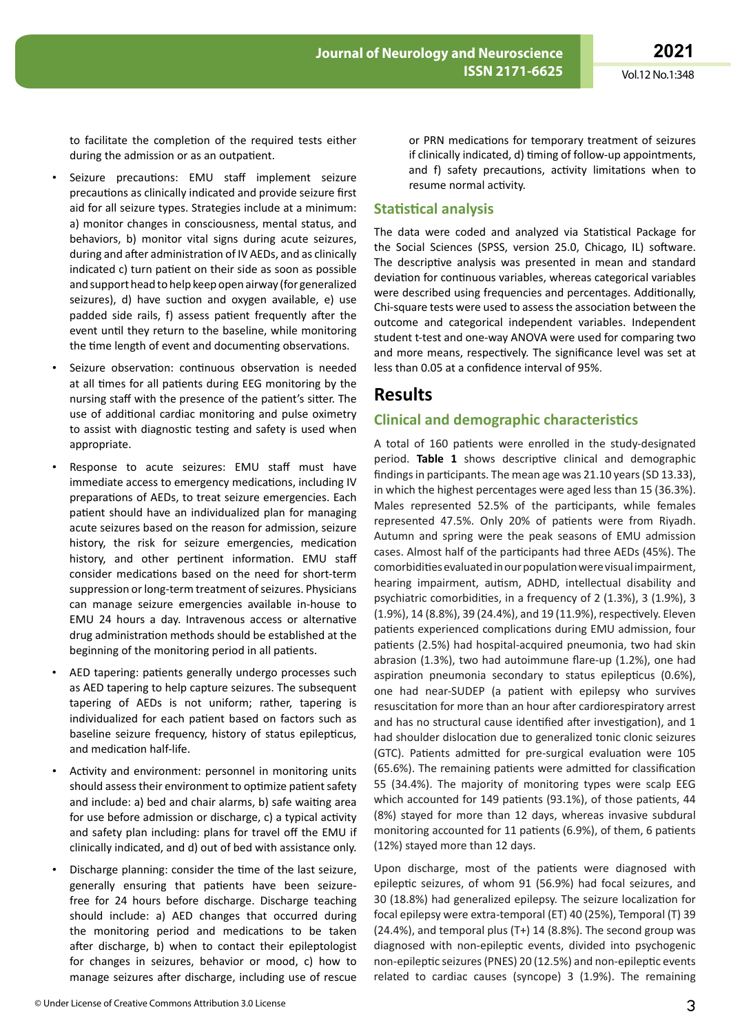to facilitate the completion of the required tests either during the admission or as an outpatient.

- Seizure precautions: EMU staff implement seizure precautions as clinically indicated and provide seizure first aid for all seizure types. Strategies include at a minimum: a) monitor changes in consciousness, mental status, and behaviors, b) monitor vital signs during acute seizures, during and after administration of IV AEDs, and as clinically indicated c) turn patient on their side as soon as possible and support head to help keep open airway (for generalized seizures), d) have suction and oxygen available, e) use padded side rails, f) assess patient frequently after the event until they return to the baseline, while monitoring the time length of event and documenting observations.
- Seizure observation: continuous observation is needed at all times for all patients during EEG monitoring by the nursing staff with the presence of the patient's sitter. The use of additional cardiac monitoring and pulse oximetry to assist with diagnostic testing and safety is used when appropriate.
- Response to acute seizures: EMU staff must have immediate access to emergency medications, including IV preparations of AEDs, to treat seizure emergencies. Each patient should have an individualized plan for managing acute seizures based on the reason for admission, seizure history, the risk for seizure emergencies, medication history, and other pertinent information. EMU staff consider medications based on the need for short-term suppression or long-term treatment of seizures. Physicians can manage seizure emergencies available in-house to EMU 24 hours a day. Intravenous access or alternative drug administration methods should be established at the beginning of the monitoring period in all patients.
- AED tapering: patients generally undergo processes such as AED tapering to help capture seizures. The subsequent tapering of AEDs is not uniform; rather, tapering is individualized for each patient based on factors such as baseline seizure frequency, history of status epilepticus, and medication half-life.
- Activity and environment: personnel in monitoring units should assess their environment to optimize patient safety and include: a) bed and chair alarms, b) safe waiting area for use before admission or discharge, c) a typical activity and safety plan including: plans for travel off the EMU if clinically indicated, and d) out of bed with assistance only.
- Discharge planning: consider the time of the last seizure, generally ensuring that patients have been seizure-free for 24 hours before discharge. Discharge teaching should include: a) AED changes that occurred during the monitoring period and medications to be taken after discharge, b) when to contact their epileptologist for changes in seizures, behavior or mood, c) how to manage seizures after discharge, including use of rescue or PRN medications for temporary treatment of seizures if clinically indicated, d) timing of follow-up appointments, and f) safety precautions, activity limitations when to resume normal activity.

## Statistical analysis

The data were coded and analyzed via Statistical Package for the Social Sciences (SPSS, version 25.0, Chicago, IL) software. The descriptive analysis was presented in mean and standard deviation for continuous variables, whereas categorical variables were described using frequencies and percentages. Additionally, Chi-square tests were used to assess the association between the outcome and categorical independent variables. Independent student t-test and one-way ANOVA were used for comparing two and more means, respectively. The significance level was set at less than 0.05 at a confidence interval of 95%.

# Results

## Clinical and demographic characteristics

A total of 160 patients were enrolled in the study-designated period. **Table 1** shows descriptive clinical and demographic findings in participants. The mean age was 21.10 years (SD 13.33), in which the highest percentages were aged less than 15 (36.3%). Males represented 52.5% of the participants, while females represented 47.5%. Only 20% of patients were from Riyadh. Autumn and spring were the peak seasons of EMU admission cases. Almost half of the participants had three AEDs (45%). The comorbidities evaluated in our population were visual impairment, hearing impairment, autism, ADHD, intellectual disability and psychiatric comorbidities, in a frequency of 2 (1.3%), 3 (1.9%), 3 (1.9%), 14 (8.8%), 39 (24.4%), and 19 (11.9%), respectively. Eleven patients experienced complications during EMU admission, four patients (2.5%) had hospital-acquired pneumonia, two had skin abrasion (1.3%), two had autoimmune flare-up (1.2%), one had aspiration pneumonia secondary to status epilepticus (0.6%), one had near-SUDEP (a patient with epilepsy who survives resuscitation for more than an hour after cardiorespiratory arrest and has no structural cause identified after investigation), and 1 had shoulder dislocation due to generalized tonic clonic seizures (GTC). Patients admitted for pre-surgical evaluation were 105 (65.6%). The remaining patients were admitted for classification 55 (34.4%). The majority of monitoring types were scalp EEG which accounted for 149 patients (93.1%), of those patients, 44 (8%) stayed for more than 12 days, whereas invasive subdural monitoring accounted for 11 patients (6.9%), of them, 6 patients (12%) stayed more than 12 days.

Upon discharge, most of the patients were diagnosed with epileptic seizures, of whom 91 (56.9%) had focal seizures, and 30 (18.8%) had generalized epilepsy. The seizure localization for focal epilepsy were extra-temporal (ET) 40 (25%), Temporal (T) 39 (24.4%), and temporal plus (T+) 14 (8.8%). The second group was diagnosed with non-epileptic events, divided into psychogenic non-epileptic seizures (PNES) 20 (12.5%) and non-epileptic events related to cardiac causes (syncope) 3 (1.9%). The remaining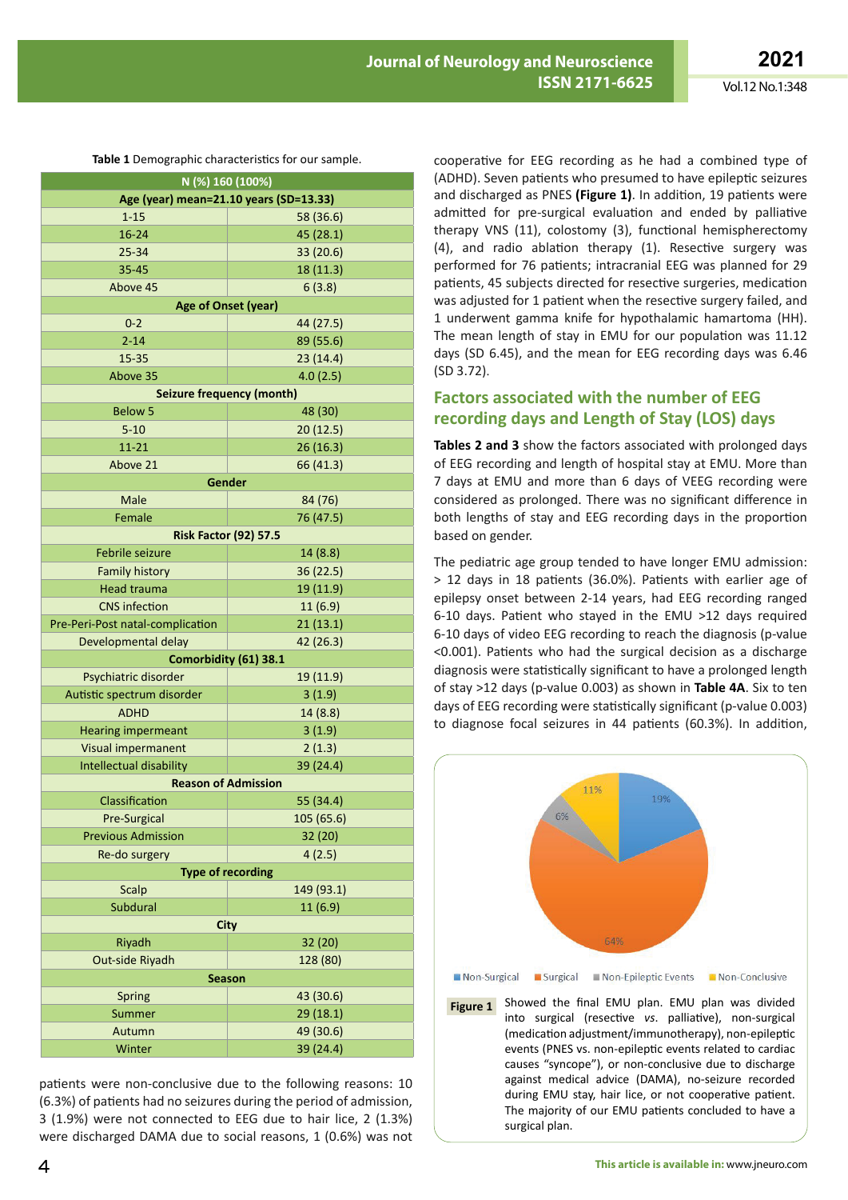**Table 1** Demographic characteristics for our sample.

| N (%) 160 (100%) | |
|---|---|
| **Age (year) mean=21.10 years (SD=13.33)** | |
| 1-15 | 58 (36.6) |
| 16-24 | 45 (28.1) |
| 25-34 | 33 (20.6) |
| 35-45 | 18 (11.3) |
| Above 45 | 6 (3.8) |
| **Age of Onset (year)** | |
| 0-2 | 44 (27.5) |
| 2-14 | 89 (55.6) |
| 15-35 | 23 (14.4) |
| Above 35 | 4.0 (2.5) |
| **Seizure frequency (month)** | |
| Below 5 | 48 (30) |
| 5-10 | 20 (12.5) |
| 11-21 | 26 (16.3) |
| Above 21 | 66 (41.3) |
| **Gender** | |
| Male | 84 (76) |
| Female | 76 (47.5) |
| **Risk Factor (92) 57.5** | |
| Febrile seizure | 14 (8.8) |
| Family history | 36 (22.5) |
| Head trauma | 19 (11.9) |
| CNS infection | 11 (6.9) |
| Pre-Peri-Post natal-complication | 21 (13.1) |
| Developmental delay | 42 (26.3) |
| **Comorbidity (61) 38.1** | |
| Psychiatric disorder | 19 (11.9) |
| Autistic spectrum disorder | 3 (1.9) |
| ADHD | 14 (8.8) |
| Hearing impermeant | 3 (1.9) |
| Visual impermanent | 2 (1.3) |
| Intellectual disability | 39 (24.4) |
| **Reason of Admission** | |
| Classification | 55 (34.4) |
| Pre-Surgical | 105 (65.6) |
| Previous Admission | 32 (20) |
| Re-do surgery | 4 (2.5) |
| **Type of recording** | |
| Scalp | 149 (93.1) |
| Subdural | 11 (6.9) |
| **City** | |
| Riyadh | 32 (20) |
| Out-side Riyadh | 128 (80) |
| **Season** | |
| Spring | 43 (30.6) |
| Summer | 29 (18.1) |
| Autumn | 49 (30.6) |
| Winter | 39 (24.4) |

patients were non-conclusive due to the following reasons: 10 (6.3%) of patients had no seizures during the period of admission, 3 (1.9%) were not connected to EEG due to hair lice, 2 (1.3%) were discharged DAMA due to social reasons, 1 (0.6%) was not cooperative for EEG recording as he had a combined type of (ADHD). Seven patients who presumed to have epileptic seizures and discharged as PNES **(Figure 1)**. In addition, 19 patients were admitted for pre-surgical evaluation and ended by palliative therapy VNS (11), colostomy (3), functional hemispherectomy (4), and radio ablation therapy (1). Resective surgery was performed for 76 patients; intracranial EEG was planned for 29 patients, 45 subjects directed for resective surgeries, medication was adjusted for 1 patient when the resective surgery failed, and 1 underwent gamma knife for hypothalamic hamartoma (HH). The mean length of stay in EMU for our population was 11.12 days (SD 6.45), and the mean for EEG recording days was 6.46 (SD 3.72).

## Factors associated with the number of EEG recording days and Length of Stay (LOS) days

**Tables 2 and 3** show the factors associated with prolonged days of EEG recording and length of hospital stay at EMU. More than 7 days at EMU and more than 6 days of VEEG recording were considered as prolonged. There was no significant difference in both lengths of stay and EEG recording days in the proportion based on gender.

The pediatric age group tended to have longer EMU admission: > 12 days in 18 patients (36.0%). Patients with earlier age of epilepsy onset between 2-14 years, had EEG recording ranged 6-10 days. Patient who stayed in the EMU >12 days required 6-10 days of video EEG recording to reach the diagnosis (p-value <0.001). Patients who had the surgical decision as a discharge diagnosis were statistically significant to have a prolonged length of stay >12 days (p-value 0.003) as shown in **Table 4A**. Six to ten days of EEG recording were statistically significant (p-value 0.003) to diagnose focal seizures in 44 patients (60.3%). In addition,

**Figure 1** Showed the final EMU plan. EMU plan was divided into surgical (resective *vs.* palliative), non-surgical (medication adjustment/immunotherapy), non-epileptic events (PNES vs. non-epileptic events related to cardiac causes "syncope"), or non-conclusive due to discharge against medical advice (DAMA), no-seizure recorded during EMU stay, hair lice, or not cooperative patient. The majority of our EMU patients concluded to have a surgical plan.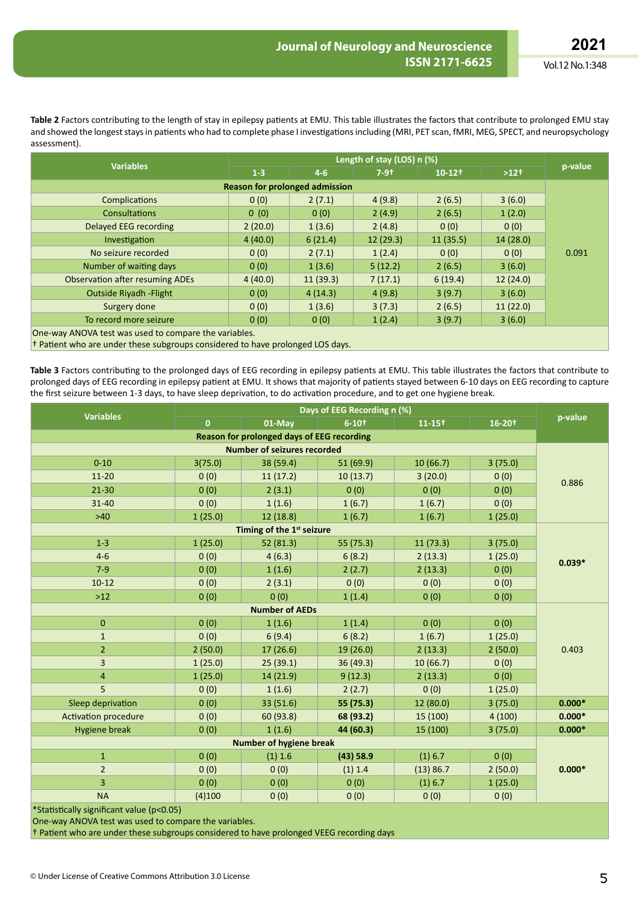**Table 2** Factors contributing to the length of stay in epilepsy patients at EMU. This table illustrates the factors that contribute to prolonged EMU stay and showed the longest stays in patients who had to complete phase I investigations including (MRI, PET scan, fMRI, MEG, SPECT, and neuropsychology assessment).

| Variables | Length of stay (LOS) n (%) | | | | | p-value |
|---|---|---|---|---|---|---|
| | 1-3 | 4-6 | 7-9† | 10-12† | >12† | |
| **Reason for prolonged admission** | | | | | | |
| Complications | 0 (0) | 2 (7.1) | 4 (9.8) | 2 (6.5) | 3 (6.0) | 0.091 |
| Consultations | 0 (0) | 0 (0) | 2 (4.9) | 2 (6.5) | 1 (2.0) | |
| Delayed EEG recording | 2 (20.0) | 1 (3.6) | 2 (4.8) | 0 (0) | 0 (0) | |
| Investigation | 4 (40.0) | 6 (21.4) | 12 (29.3) | 11 (35.5) | 14 (28.0) | |
| No seizure recorded | 0 (0) | 2 (7.1) | 1 (2.4) | 0 (0) | 0 (0) | |
| Number of waiting days | 0 (0) | 1 (3.6) | 5 (12.2) | 2 (6.5) | 3 (6.0) | |
| Observation after resuming ADEs | 4 (40.0) | 11 (39.3) | 7 (17.1) | 6 (19.4) | 12 (24.0) | |
| Outside Riyadh -Flight | 0 (0) | 4 (14.3) | 4 (9.8) | 3 (9.7) | 3 (6.0) | |
| Surgery done | 0 (0) | 1 (3.6) | 3 (7.3) | 2 (6.5) | 11 (22.0) | |
| To record more seizure | 0 (0) | 0 (0) | 1 (2.4) | 3 (9.7) | 3 (6.0) | |

One-way ANOVA test was used to compare the variables.
† Patient who are under these subgroups considered to have prolonged LOS days.

**Table 3** Factors contributing to the prolonged days of EEG recording in epilepsy patients at EMU. This table illustrates the factors that contribute to prolonged days of EEG recording in epilepsy patient at EMU. It shows that majority of patients stayed between 6-10 days on EEG recording to capture the first seizure between 1-3 days, to have sleep deprivation, to do activation procedure, and to get one hygiene break.

| Variables | Days of EEG Recording n (%) | | | | | p-value |
|---|---|---|---|---|---|---|
| | 0 | 01-May | 6-10† | 11-15† | 16-20† | |
| **Reason for prolonged days of EEG recording** | | | | | | |
| **Number of seizures recorded** | | | | | | |
| 0-10 | 3(75.0) | 38 (59.4) | 51 (69.9) | 10 (66.7) | 3 (75.0) | 0.886 |
| 11-20 | 0 (0) | 11 (17.2) | 10 (13.7) | 3 (20.0) | 0 (0) | |
| 21-30 | 0 (0) | 2 (3.1) | 0 (0) | 0 (0) | 0 (0) | |
| 31-40 | 0 (0) | 1 (1.6) | 1 (6.7) | 1 (6.7) | 0 (0) | |
| >40 | 1 (25.0) | 12 (18.8) | 1 (6.7) | 1 (6.7) | 1 (25.0) | |
| **Timing of the 1st seizure** | | | | | | |
| 1-3 | 1 (25.0) | 52 (81.3) | 55 (75.3) | 11 (73.3) | 3 (75.0) | **0.039*** |
| 4-6 | 0 (0) | 4 (6.3) | 6 (8.2) | 2 (13.3) | 1 (25.0) | |
| 7-9 | 0 (0) | 1 (1.6) | 2 (2.7) | 2 (13.3) | 0 (0) | |
| 10-12 | 0 (0) | 2 (3.1) | 0 (0) | 0 (0) | 0 (0) | |
| >12 | 0 (0) | 0 (0) | 1 (1.4) | 0 (0) | 0 (0) | |
| **Number of AEDs** | | | | | | |
| 0 | 0 (0) | 1 (1.6) | 1 (1.4) | 0 (0) | 0 (0) | 0.403 |
| 1 | 0 (0) | 6 (9.4) | 6 (8.2) | 1 (6.7) | 1 (25.0) | |
| 2 | 2 (50.0) | 17 (26.6) | 19 (26.0) | 2 (13.3) | 2 (50.0) | |
| 3 | 1 (25.0) | 25 (39.1) | 36 (49.3) | 10 (66.7) | 0 (0) | |
| 4 | 1 (25.0) | 14 (21.9) | 9 (12.3) | 2 (13.3) | 0 (0) | |
| 5 | 0 (0) | 1 (1.6) | 2 (2.7) | 0 (0) | 1 (25.0) | |
| Sleep deprivation | 0 (0) | 33 (51.6) | **55 (75.3)** | 12 (80.0) | 3 (75.0) | **0.000*** |
| Activation procedure | 0 (0) | 60 (93.8) | **68 (93.2)** | 15 (100) | 4 (100) | **0.000*** |
| Hygiene break | 0 (0) | 1 (1.6) | **44 (60.3)** | 15 (100) | 3 (75.0) | **0.000*** |
| **Number of hygiene break** | | | | | | |
| 1 | 0 (0) | (1) 1.6 | **(43) 58.9** | (1) 6.7 | 0 (0) | **0.000*** |
| 2 | 0 (0) | 0 (0) | (1) 1.4 | (13) 86.7 | 2 (50.0) | |
| 3 | 0 (0) | 0 (0) | 0 (0) | (1) 6.7 | 1 (25.0) | |
| NA | (4)100 | 0 (0) | 0 (0) | 0 (0) | 0 (0) | |

*Statistically significant value ($p<0.05$)
One-way ANOVA test was used to compare the variables.
† Patient who are under these subgroups considered to have prolonged VEEG recording days

© Under License of Creative Commons Attribution 3.0 License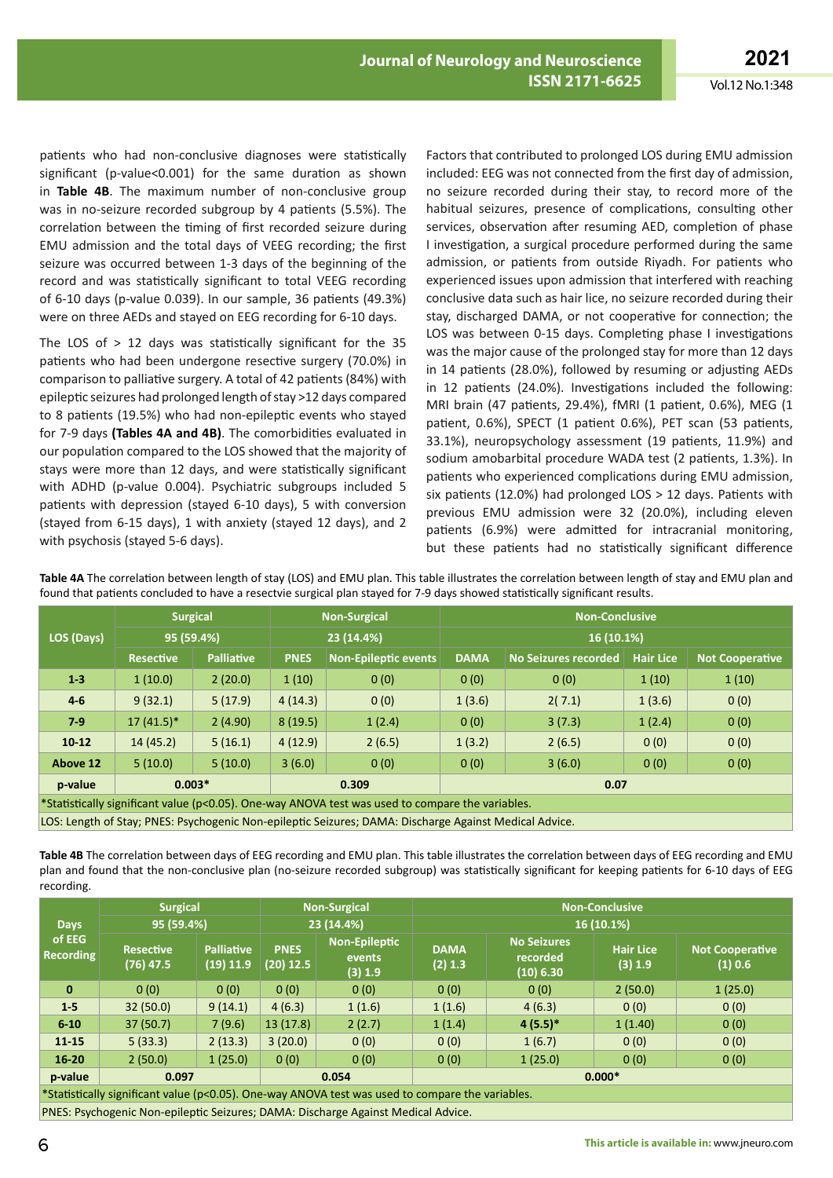patients who had non-conclusive diagnoses were statistically significant (p-value<0.001) for the same duration as shown in **Table 4B**. The maximum number of non-conclusive group was in no-seizure recorded subgroup by 4 patients (5.5%). The correlation between the timing of first recorded seizure during EMU admission and the total days of VEEG recording; the first seizure was occurred between 1-3 days of the beginning of the record and was statistically significant to total VEEG recording of 6-10 days (p-value 0.039). In our sample, 36 patients (49.3%) were on three AEDs and stayed on EEG recording for 6-10 days.

The LOS of > 12 days was statistically significant for the 35 patients who had been undergone resective surgery (70.0%) in comparison to palliative surgery. A total of 42 patients (84%) with epileptic seizures had prolonged length of stay >12 days compared to 8 patients (19.5%) who had non-epileptic events who stayed for 7-9 days **(Tables 4A and 4B)**. The comorbidities evaluated in our population compared to the LOS showed that the majority of stays were more than 12 days, and were statistically significant with ADHD (p-value 0.004). Psychiatric subgroups included 5 patients with depression (stayed 6-10 days), 5 with conversion (stayed from 6-15 days), 1 with anxiety (stayed 12 days), and 2 with psychosis (stayed 5-6 days).

Factors that contributed to prolonged LOS during EMU admission included: EEG was not connected from the first day of admission, no seizure recorded during their stay, to record more of the habitual seizures, presence of complications, consulting other services, observation after resuming AED, completion of phase I investigation, a surgical procedure performed during the same admission, or patients from outside Riyadh. For patients who experienced issues upon admission that interfered with reaching conclusive data such as hair lice, no seizure recorded during their stay, discharged DAMA, or not cooperative for connection; the LOS was between 0-15 days. Completing phase I investigations was the major cause of the prolonged stay for more than 12 days in 14 patients (28.0%), followed by resuming or adjusting AEDs in 12 patients (24.0%). Investigations included the following: MRI brain (47 patients, 29.4%), fMRI (1 patient, 0.6%), MEG (1 patient, 0.6%), SPECT (1 patient 0.6%), PET scan (53 patients, 33.1%), neuropsychology assessment (19 patients, 11.9%) and sodium amobarbital procedure WADA test (2 patients, 1.3%). In patients who experienced complications during EMU admission, six patients (12.0%) had prolonged LOS > 12 days. Patients with previous EMU admission were 32 (20.0%), including eleven patients (6.9%) were admitted for intracranial monitoring, but these patients had no statistically significant difference

**Table 4A** The correlation between length of stay (LOS) and EMU plan. This table illustrates the correlation between length of stay and EMU plan and found that patients concluded to have a resectvie surgical plan stayed for 7-9 days showed statistically significant results.

| LOS (Days) | Surgical | | Non-Surgical | | Non-Conclusive | | | |
|---|---|---|---|---|---|---|---|---|
| | 95 (59.4%) | | 23 (14.4%) | | 16 (10.1%) | | | |
| | Resective | Palliative | PNES | Non-Epileptic events | DAMA | No Seizures recorded | Hair Lice | Not Cooperative |
| 1-3 | 1 (10.0) | 2 (20.0) | 1 (10) | 0 (0) | 0 (0) | 0 (0) | 1 (10) | 1 (10) |
| 4-6 | 9 (32.1) | 5 (17.9) | 4 (14.3) | 0 (0) | 1 (3.6) | 2( 7.1) | 1 (3.6) | 0 (0) |
| 7-9 | 17 (41.5)* | 2 (4.90) | 8 (19.5) | 1 (2.4) | 0 (0) | 3 (7.3) | 1 (2.4) | 0 (0) |
| 10-12 | 14 (45.2) | 5 (16.1) | 4 (12.9) | 2 (6.5) | 1 (3.2) | 2 (6.5) | 0 (0) | 0 (0) |
| Above 12 | 5 (10.0) | 5 (10.0) | 3 (6.0) | 0 (0) | 0 (0) | 3 (6.0) | 0 (0) | 0 (0) |
| p-value | 0.003* | | 0.309 | | 0.07 | | | |

*Statistically significant value (p<0.05). One-way ANOVA test was used to compare the variables.

LOS: Length of Stay; PNES: Psychogenic Non-epileptic Seizures; DAMA: Discharge Against Medical Advice.

**Table 4B** The correlation between days of EEG recording and EMU plan. This table illustrates the correlation between days of EEG recording and EMU plan and found that the non-conclusive plan (no-seizure recorded subgroup) was statistically significant for keeping patients for 6-10 days of EEG recording.

| Days of EEG Recording | Surgical | | Non-Surgical | | Non-Conclusive | | | |
|---|---|---|---|---|---|---|---|---|
| | 95 (59.4%) | | 23 (14.4%) | | 16 (10.1%) | | | |
| | Resective (76) 47.5 | Palliative (19) 11.9 | PNES (20) 12.5 | Non-Epileptic events (3) 1.9 | DAMA (2) 1.3 | No Seizures recorded (10) 6.30 | Hair Lice (3) 1.9 | Not Cooperative (1) 0.6 |
| 0 | 0 (0) | 0 (0) | 0 (0) | 0 (0) | 0 (0) | 0 (0) | 2 (50.0) | 1 (25.0) |
| 1-5 | 32 (50.0) | 9 (14.1) | 4 (6.3) | 1 (1.6) | 1 (1.6) | 4 (6.3) | 0 (0) | 0 (0) |
| 6-10 | 37 (50.7) | 7 (9.6) | 13 (17.8) | 2 (2.7) | 1 (1.4) | **4 (5.5)*** | 1 (1.40) | 0 (0) |
| 11-15 | 5 (33.3) | 2 (13.3) | 3 (20.0) | 0 (0) | 0 (0) | 1 (6.7) | 0 (0) | 0 (0) |
| 16-20 | 2 (50.0) | 1 (25.0) | 0 (0) | 0 (0) | 0 (0) | 1 (25.0) | 0 (0) | 0 (0) |
| p-value | 0.097 | | 0.054 | | 0.000* | | | |

*Statistically significant value (p<0.05). One-way ANOVA test was used to compare the variables.

PNES: Psychogenic Non-epileptic Seizures; DAMA: Discharge Against Medical Advice.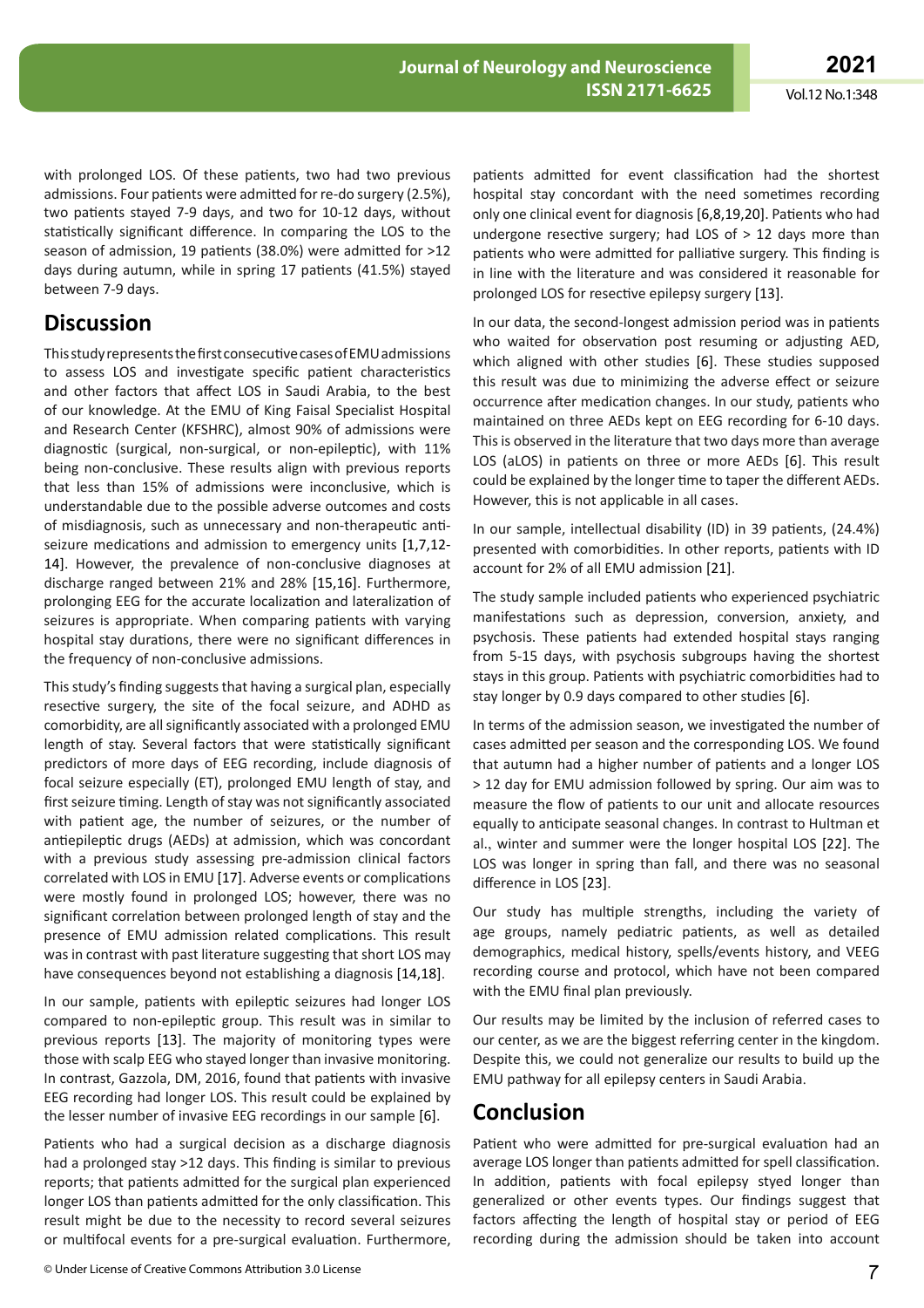with prolonged LOS. Of these patients, two had two previous admissions. Four patients were admitted for re-do surgery (2.5%), two patients stayed 7-9 days, and two for 10-12 days, without statistically significant difference. In comparing the LOS to the season of admission, 19 patients (38.0%) were admitted for >12 days during autumn, while in spring 17 patients (41.5%) stayed between 7-9 days.

## Discussion

This study represents the first consecutive cases of EMU admissions to assess LOS and investigate specific patient characteristics and other factors that affect LOS in Saudi Arabia, to the best of our knowledge. At the EMU of King Faisal Specialist Hospital and Research Center (KFSHRC), almost 90% of admissions were diagnostic (surgical, non-surgical, or non-epileptic), with 11% being non-conclusive. These results align with previous reports that less than 15% of admissions were inconclusive, which is understandable due to the possible adverse outcomes and costs of misdiagnosis, such as unnecessary and non-therapeutic anti-seizure medications and admission to emergency units [1,7,12-14]. However, the prevalence of non-conclusive diagnoses at discharge ranged between 21% and 28% [15,16]. Furthermore, prolonging EEG for the accurate localization and lateralization of seizures is appropriate. When comparing patients with varying hospital stay durations, there were no significant differences in the frequency of non-conclusive admissions.

This study's finding suggests that having a surgical plan, especially resective surgery, the site of the focal seizure, and ADHD as comorbidity, are all significantly associated with a prolonged EMU length of stay. Several factors that were statistically significant predictors of more days of EEG recording, include diagnosis of focal seizure especially (ET), prolonged EMU length of stay, and first seizure timing. Length of stay was not significantly associated with patient age, the number of seizures, or the number of antiepileptic drugs (AEDs) at admission, which was concordant with a previous study assessing pre-admission clinical factors correlated with LOS in EMU [17]. Adverse events or complications were mostly found in prolonged LOS; however, there was no significant correlation between prolonged length of stay and the presence of EMU admission related complications. This result was in contrast with past literature suggesting that short LOS may have consequences beyond not establishing a diagnosis [14,18].

In our sample, patients with epileptic seizures had longer LOS compared to non-epileptic group. This result was in similar to previous reports [13]. The majority of monitoring types were those with scalp EEG who stayed longer than invasive monitoring. In contrast, Gazzola, DM, 2016, found that patients with invasive EEG recording had longer LOS. This result could be explained by the lesser number of invasive EEG recordings in our sample [6].

Patients who had a surgical decision as a discharge diagnosis had a prolonged stay >12 days. This finding is similar to previous reports; that patients admitted for the surgical plan experienced longer LOS than patients admitted for the only classification. This result might be due to the necessity to record several seizures or multifocal events for a pre-surgical evaluation. Furthermore, patients admitted for event classification had the shortest hospital stay concordant with the need sometimes recording only one clinical event for diagnosis [6,8,19,20]. Patients who had undergone resective surgery; had LOS of > 12 days more than patients who were admitted for palliative surgery. This finding is in line with the literature and was considered it reasonable for prolonged LOS for resective epilepsy surgery [13].

In our data, the second-longest admission period was in patients who waited for observation post resuming or adjusting AED, which aligned with other studies [6]. These studies supposed this result was due to minimizing the adverse effect or seizure occurrence after medication changes. In our study, patients who maintained on three AEDs kept on EEG recording for 6-10 days. This is observed in the literature that two days more than average LOS (aLOS) in patients on three or more AEDs [6]. This result could be explained by the longer time to taper the different AEDs. However, this is not applicable in all cases.

In our sample, intellectual disability (ID) in 39 patients, (24.4%) presented with comorbidities. In other reports, patients with ID account for 2% of all EMU admission [21].

The study sample included patients who experienced psychiatric manifestations such as depression, conversion, anxiety, and psychosis. These patients had extended hospital stays ranging from 5-15 days, with psychosis subgroups having the shortest stays in this group. Patients with psychiatric comorbidities had to stay longer by 0.9 days compared to other studies [6].

In terms of the admission season, we investigated the number of cases admitted per season and the corresponding LOS. We found that autumn had a higher number of patients and a longer LOS > 12 day for EMU admission followed by spring. Our aim was to measure the flow of patients to our unit and allocate resources equally to anticipate seasonal changes. In contrast to Hultman et al., winter and summer were the longer hospital LOS [22]. The LOS was longer in spring than fall, and there was no seasonal difference in LOS [23].

Our study has multiple strengths, including the variety of age groups, namely pediatric patients, as well as detailed demographics, medical history, spells/events history, and VEEG recording course and protocol, which have not been compared with the EMU final plan previously.

Our results may be limited by the inclusion of referred cases to our center, as we are the biggest referring center in the kingdom. Despite this, we could not generalize our results to build up the EMU pathway for all epilepsy centers in Saudi Arabia.

## Conclusion

Patient who were admitted for pre-surgical evaluation had an average LOS longer than patients admitted for spell classification. In addition, patients with focal epilepsy styed longer than generalized or other events types. Our findings suggest that factors affecting the length of hospital stay or period of EEG recording during the admission should be taken into account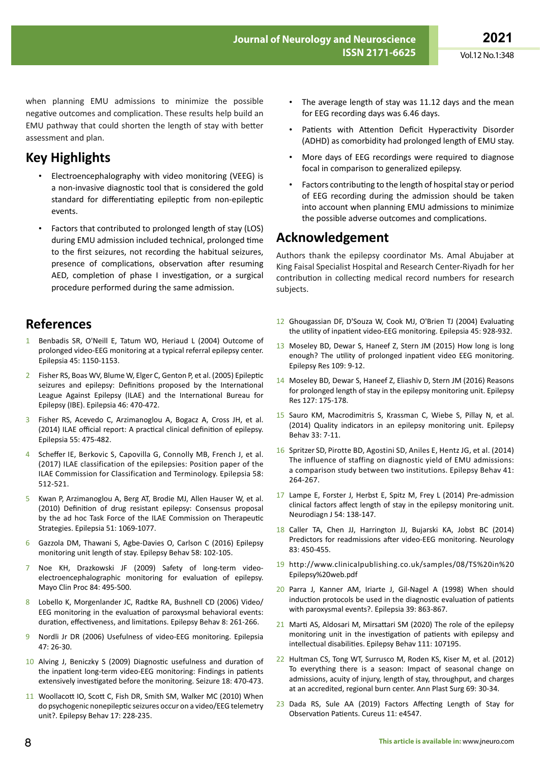when planning EMU admissions to minimize the possible negative outcomes and complication. These results help build an EMU pathway that could shorten the length of stay with better assessment and plan.

## Key Highlights

- Electroencephalography with video monitoring (VEEG) is a non-invasive diagnostic tool that is considered the gold standard for differentiating epileptic from non-epileptic events.
- Factors that contributed to prolonged length of stay (LOS) during EMU admission included technical, prolonged time to the first seizures, not recording the habitual seizures, presence of complications, observation after resuming AED, completion of phase I investigation, or a surgical procedure performed during the same admission.
- The average length of stay was 11.12 days and the mean for EEG recording days was 6.46 days.
- Patients with Attention Deficit Hyperactivity Disorder (ADHD) as comorbidity had prolonged length of EMU stay.
- More days of EEG recordings were required to diagnose focal in comparison to generalized epilepsy.
- Factors contributing to the length of hospital stay or period of EEG recording during the admission should be taken into account when planning EMU admissions to minimize the possible adverse outcomes and complications.

## Acknowledgement

Authors thank the epilepsy coordinator Ms. Amal Abujaber at King Faisal Specialist Hospital and Research Center-Riyadh for her contribution in collecting medical record numbers for research subjects.

## References

1. Benbadis SR, O'Neill E, Tatum WO, Heriaud L (2004) Outcome of prolonged video-EEG monitoring at a typical referral epilepsy center. Epilepsia 45: 1150-1153.
2. Fisher RS, Boas WV, Blume W, Elger C, Genton P, et al. (2005) Epileptic seizures and epilepsy: Definitions proposed by the International League Against Epilepsy (ILAE) and the International Bureau for Epilepsy (IBE). Epilepsia 46: 470-472.
3. Fisher RS, Acevedo C, Arzimanoglou A, Bogacz A, Cross JH, et al. (2014) ILAE official report: A practical clinical definition of epilepsy. Epilepsia 55: 475-482.
4. Scheffer IE, Berkovic S, Capovilla G, Connolly MB, French J, et al. (2017) ILAE classification of the epilepsies: Position paper of the ILAE Commission for Classification and Terminology. Epilepsia 58: 512-521.
5. Kwan P, Arzimanoglou A, Berg AT, Brodie MJ, Allen Hauser W, et al. (2010) Definition of drug resistant epilepsy: Consensus proposal by the ad hoc Task Force of the ILAE Commission on Therapeutic Strategies. Epilepsia 51: 1069-1077.
6. Gazzola DM, Thawani S, Agbe-Davies O, Carlson C (2016) Epilepsy monitoring unit length of stay. Epilepsy Behav 58: 102-105.
7. Noe KH, Drazkowski JF (2009) Safety of long-term video-electroencephalographic monitoring for evaluation of epilepsy. Mayo Clin Proc 84: 495-500.
8. Lobello K, Morgenlander JC, Radtke RA, Bushnell CD (2006) Video/EEG monitoring in the evaluation of paroxysmal behavioral events: duration, effectiveness, and limitations. Epilepsy Behav 8: 261-266.
9. Nordli Jr DR (2006) Usefulness of video-EEG monitoring. Epilepsia 47: 26-30.
10. Alving J, Beniczky S (2009) Diagnostic usefulness and duration of the inpatient long-term video-EEG monitoring: Findings in patients extensively investigated before the monitoring. Seizure 18: 470-473.
11. Woollacott IO, Scott C, Fish DR, Smith SM, Walker MC (2010) When do psychogenic nonepileptic seizures occur on a video/EEG telemetry unit?. Epilepsy Behav 17: 228-235.
12. Ghougassian DF, D'Souza W, Cook MJ, O'Brien TJ (2004) Evaluating the utility of inpatient video-EEG monitoring. Epilepsia 45: 928-932.
13. Moseley BD, Dewar S, Haneef Z, Stern JM (2015) How long is long enough? The utility of prolonged inpatient video EEG monitoring. Epilepsy Res 109: 9-12.
14. Moseley BD, Dewar S, Haneef Z, Eliashiv D, Stern JM (2016) Reasons for prolonged length of stay in the epilepsy monitoring unit. Epilepsy Res 127: 175-178.
15. Sauro KM, Macrodimitris S, Krassman C, Wiebe S, Pillay N, et al. (2014) Quality indicators in an epilepsy monitoring unit. Epilepsy Behav 33: 7-11.
16. Spritzer SD, Pirotte BD, Agostini SD, Aniles E, Hentz JG, et al. (2014) The influence of staffing on diagnostic yield of EMU admissions: a comparison study between two institutions. Epilepsy Behav 41: 264-267.
17. Lampe E, Forster J, Herbst E, Spitz M, Frey L (2014) Pre-admission clinical factors affect length of stay in the epilepsy monitoring unit. Neurodiagn J 54: 138-147.
18. Caller TA, Chen JJ, Harrington JJ, Bujarski KA, Jobst BC (2014) Predictors for readmissions after video-EEG monitoring. Neurology 83: 450-455.
19. http://www.clinicalpublishing.co.uk/samples/08/TS%20in%20Epilepsy%20web.pdf
20. Parra J, Kanner AM, Iriarte J, Gil-Nagel A (1998) When should induction protocols be used in the diagnostic evaluation of patients with paroxysmal events?. Epilepsia 39: 863-867.
21. Marti AS, Aldosari M, Mirsattari SM (2020) The role of the epilepsy monitoring unit in the investigation of patients with epilepsy and intellectual disabilities. Epilepsy Behav 111: 107195.
22. Hultman CS, Tong WT, Surrusco M, Roden KS, Kiser M, et al. (2012) To everything there is a season: Impact of seasonal change on admissions, acuity of injury, length of stay, throughput, and charges at an accredited, regional burn center. Ann Plast Surg 69: 30-34.
23. Dada RS, Sule AA (2019) Factors Affecting Length of Stay for Observation Patients. Cureus 11: e4547.